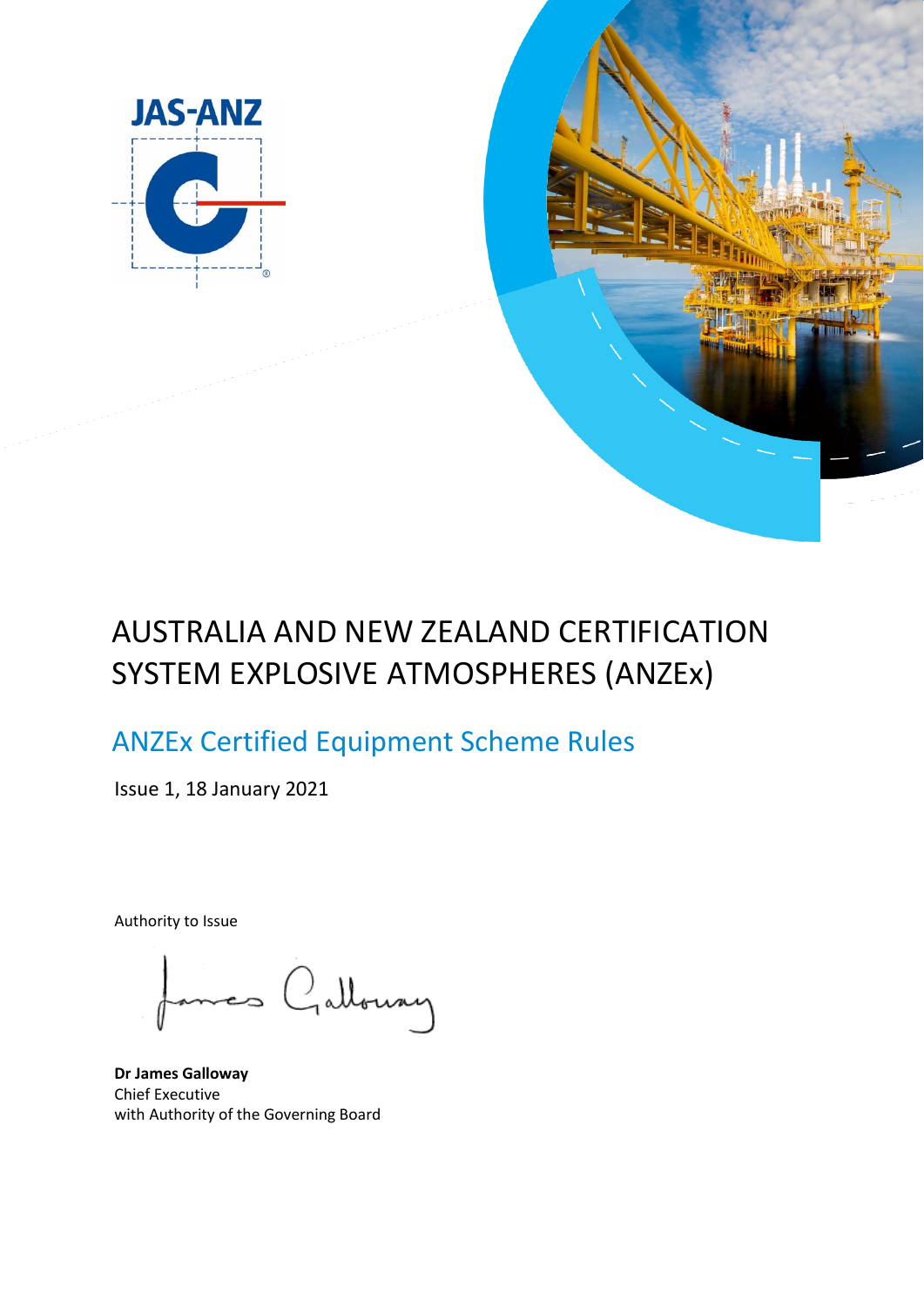# AUSTRALIA AND NEW ZEALAND CERTIFICATION SYSTEM EXPLOSIVE ATMOSPHERES (ANZEx)

## ANZEx Certified Equipment Scheme Rules

Issue 1, 18 January 2021

Authority to Issue

**Dr James Galloway**
Chief Executive
with Authority of the Governing Board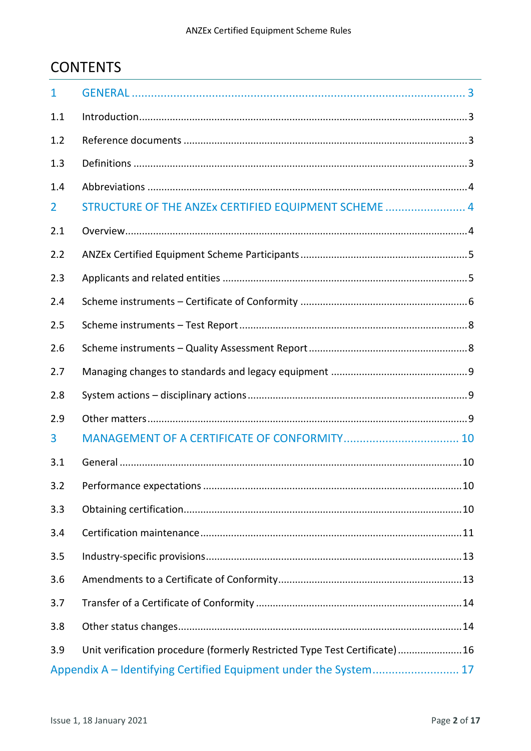# CONTENTS

| | | |
|---|---|---|
| 1 | GENERAL | 3 |
| 1.1 | Introduction | 3 |
| 1.2 | Reference documents | 3 |
| 1.3 | Definitions | 3 |
| 1.4 | Abbreviations | 4 |
| 2 | STRUCTURE OF THE ANZEx CERTIFIED EQUIPMENT SCHEME | 4 |
| 2.1 | Overview | 4 |
| 2.2 | ANZEx Certified Equipment Scheme Participants | 5 |
| 2.3 | Applicants and related entities | 5 |
| 2.4 | Scheme instruments – Certificate of Conformity | 6 |
| 2.5 | Scheme instruments – Test Report | 8 |
| 2.6 | Scheme instruments – Quality Assessment Report | 8 |
| 2.7 | Managing changes to standards and legacy equipment | 9 |
| 2.8 | System actions – disciplinary actions | 9 |
| 2.9 | Other matters | 9 |
| 3 | MANAGEMENT OF A CERTIFICATE OF CONFORMITY | 10 |
| 3.1 | General | 10 |
| 3.2 | Performance expectations | 10 |
| 3.3 | Obtaining certification | 10 |
| 3.4 | Certification maintenance | 11 |
| 3.5 | Industry-specific provisions | 13 |
| 3.6 | Amendments to a Certificate of Conformity | 13 |
| 3.7 | Transfer of a Certificate of Conformity | 14 |
| 3.8 | Other status changes | 14 |
| 3.9 | Unit verification procedure (formerly Restricted Type Test Certificate) | 16 |
| | Appendix A – Identifying Certified Equipment under the System | 17 |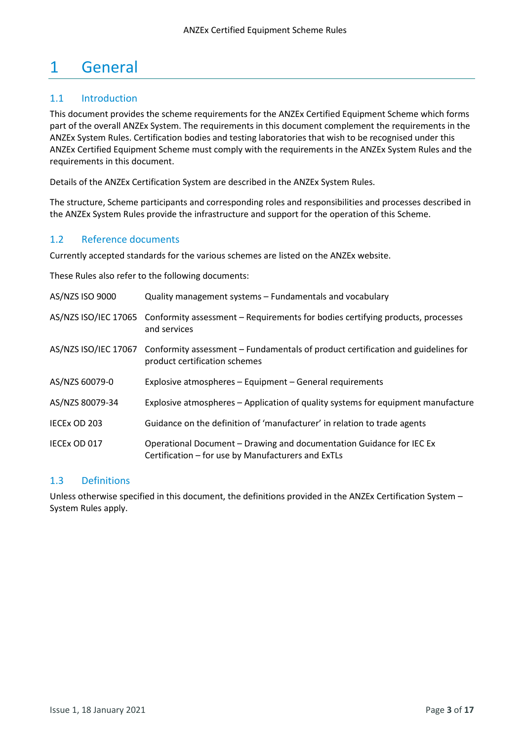# 1 General

## 1.1 Introduction

This document provides the scheme requirements for the ANZEx Certified Equipment Scheme which forms part of the overall ANZEx System. The requirements in this document complement the requirements in the ANZEx System Rules. Certification bodies and testing laboratories that wish to be recognised under this ANZEx Certified Equipment Scheme must comply with the requirements in the ANZEx System Rules and the requirements in this document.

Details of the ANZEx Certification System are described in the ANZEx System Rules.

The structure, Scheme participants and corresponding roles and responsibilities and processes described in the ANZEx System Rules provide the infrastructure and support for the operation of this Scheme.

## 1.2 Reference documents

Currently accepted standards for the various schemes are listed on the ANZEx website.

These Rules also refer to the following documents:

| | |
|---|---|
| AS/NZS ISO 9000 | Quality management systems – Fundamentals and vocabulary |
| AS/NZS ISO/IEC 17065 | Conformity assessment – Requirements for bodies certifying products, processes and services |
| AS/NZS ISO/IEC 17067 | Conformity assessment – Fundamentals of product certification and guidelines for product certification schemes |
| AS/NZS 60079-0 | Explosive atmospheres – Equipment – General requirements |
| AS/NZS 80079-34 | Explosive atmospheres – Application of quality systems for equipment manufacture |
| IECEx OD 203 | Guidance on the definition of 'manufacturer' in relation to trade agents |
| IECEx OD 017 | Operational Document – Drawing and documentation Guidance for IEC Ex Certification – for use by Manufacturers and ExTLs |

## 1.3 Definitions

Unless otherwise specified in this document, the definitions provided in the ANZEx Certification System – System Rules apply.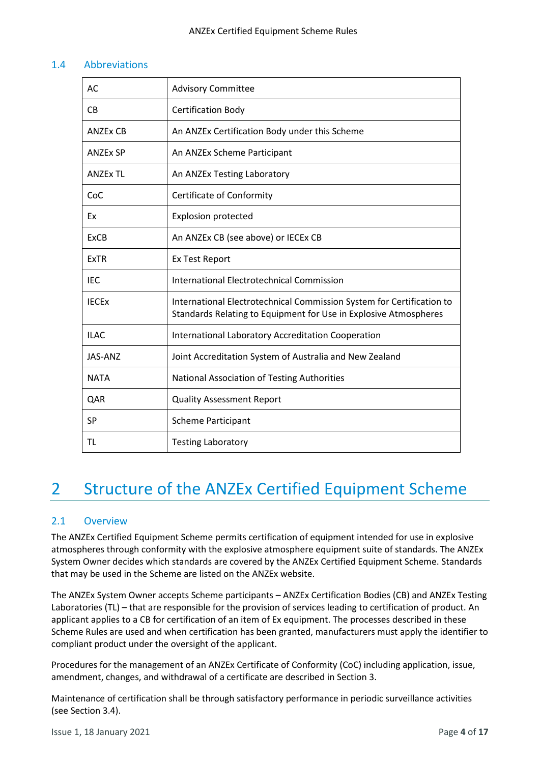### 1.4 Abbreviations

| | |
|---|---|
| AC | Advisory Committee |
| CB | Certification Body |
| ANZEx CB | An ANZEx Certification Body under this Scheme |
| ANZEx SP | An ANZEx Scheme Participant |
| ANZEx TL | An ANZEx Testing Laboratory |
| CoC | Certificate of Conformity |
| Ex | Explosion protected |
| ExCB | An ANZEx CB (see above) or IECEx CB |
| ExTR | Ex Test Report |
| IEC | International Electrotechnical Commission |
| IECEx | International Electrotechnical Commission System for Certification to Standards Relating to Equipment for Use in Explosive Atmospheres |
| ILAC | International Laboratory Accreditation Cooperation |
| JAS-ANZ | Joint Accreditation System of Australia and New Zealand |
| NATA | National Association of Testing Authorities |
| QAR | Quality Assessment Report |
| SP | Scheme Participant |
| TL | Testing Laboratory |

# 2 Structure of the ANZEx Certified Equipment Scheme

## 2.1 Overview

The ANZEx Certified Equipment Scheme permits certification of equipment intended for use in explosive atmospheres through conformity with the explosive atmosphere equipment suite of standards. The ANZEx System Owner decides which standards are covered by the ANZEx Certified Equipment Scheme. Standards that may be used in the Scheme are listed on the ANZEx website.

The ANZEx System Owner accepts Scheme participants – ANZEx Certification Bodies (CB) and ANZEx Testing Laboratories (TL) – that are responsible for the provision of services leading to certification of product. An applicant applies to a CB for certification of an item of Ex equipment. The processes described in these Scheme Rules are used and when certification has been granted, manufacturers must apply the identifier to compliant product under the oversight of the applicant.

Procedures for the management of an ANZEx Certificate of Conformity (CoC) including application, issue, amendment, changes, and withdrawal of a certificate are described in Section 3.

Maintenance of certification shall be through satisfactory performance in periodic surveillance activities (see Section 3.4).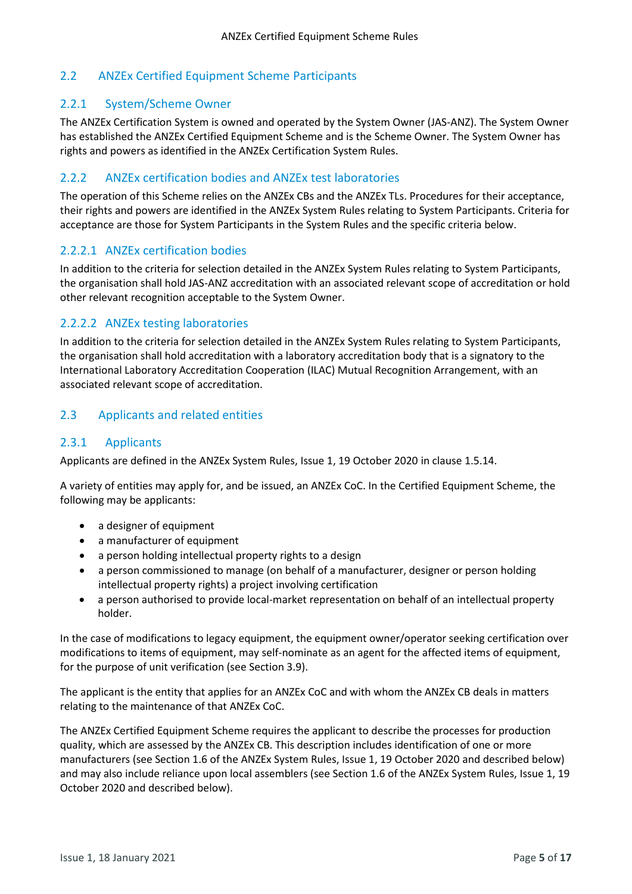## 2.2 ANZEx Certified Equipment Scheme Participants

### 2.2.1 System/Scheme Owner

The ANZEx Certification System is owned and operated by the System Owner (JAS-ANZ). The System Owner has established the ANZEx Certified Equipment Scheme and is the Scheme Owner. The System Owner has rights and powers as identified in the ANZEx Certification System Rules.

### 2.2.2 ANZEx certification bodies and ANZEx test laboratories

The operation of this Scheme relies on the ANZEx CBs and the ANZEx TLs. Procedures for their acceptance, their rights and powers are identified in the ANZEx System Rules relating to System Participants. Criteria for acceptance are those for System Participants in the System Rules and the specific criteria below.

#### 2.2.2.1 ANZEx certification bodies

In addition to the criteria for selection detailed in the ANZEx System Rules relating to System Participants, the organisation shall hold JAS-ANZ accreditation with an associated relevant scope of accreditation or hold other relevant recognition acceptable to the System Owner.

#### 2.2.2.2 ANZEx testing laboratories

In addition to the criteria for selection detailed in the ANZEx System Rules relating to System Participants, the organisation shall hold accreditation with a laboratory accreditation body that is a signatory to the International Laboratory Accreditation Cooperation (ILAC) Mutual Recognition Arrangement, with an associated relevant scope of accreditation.

## 2.3 Applicants and related entities

### 2.3.1 Applicants

Applicants are defined in the ANZEx System Rules, Issue 1, 19 October 2020 in clause 1.5.14.

A variety of entities may apply for, and be issued, an ANZEx CoC. In the Certified Equipment Scheme, the following may be applicants:

- a designer of equipment
- a manufacturer of equipment
- a person holding intellectual property rights to a design
- a person commissioned to manage (on behalf of a manufacturer, designer or person holding intellectual property rights) a project involving certification
- a person authorised to provide local-market representation on behalf of an intellectual property holder.

In the case of modifications to legacy equipment, the equipment owner/operator seeking certification over modifications to items of equipment, may self-nominate as an agent for the affected items of equipment, for the purpose of unit verification (see Section 3.9).

The applicant is the entity that applies for an ANZEx CoC and with whom the ANZEx CB deals in matters relating to the maintenance of that ANZEx CoC.

The ANZEx Certified Equipment Scheme requires the applicant to describe the processes for production quality, which are assessed by the ANZEx CB. This description includes identification of one or more manufacturers (see Section 1.6 of the ANZEx System Rules, Issue 1, 19 October 2020 and described below) and may also include reliance upon local assemblers (see Section 1.6 of the ANZEx System Rules, Issue 1, 19 October 2020 and described below).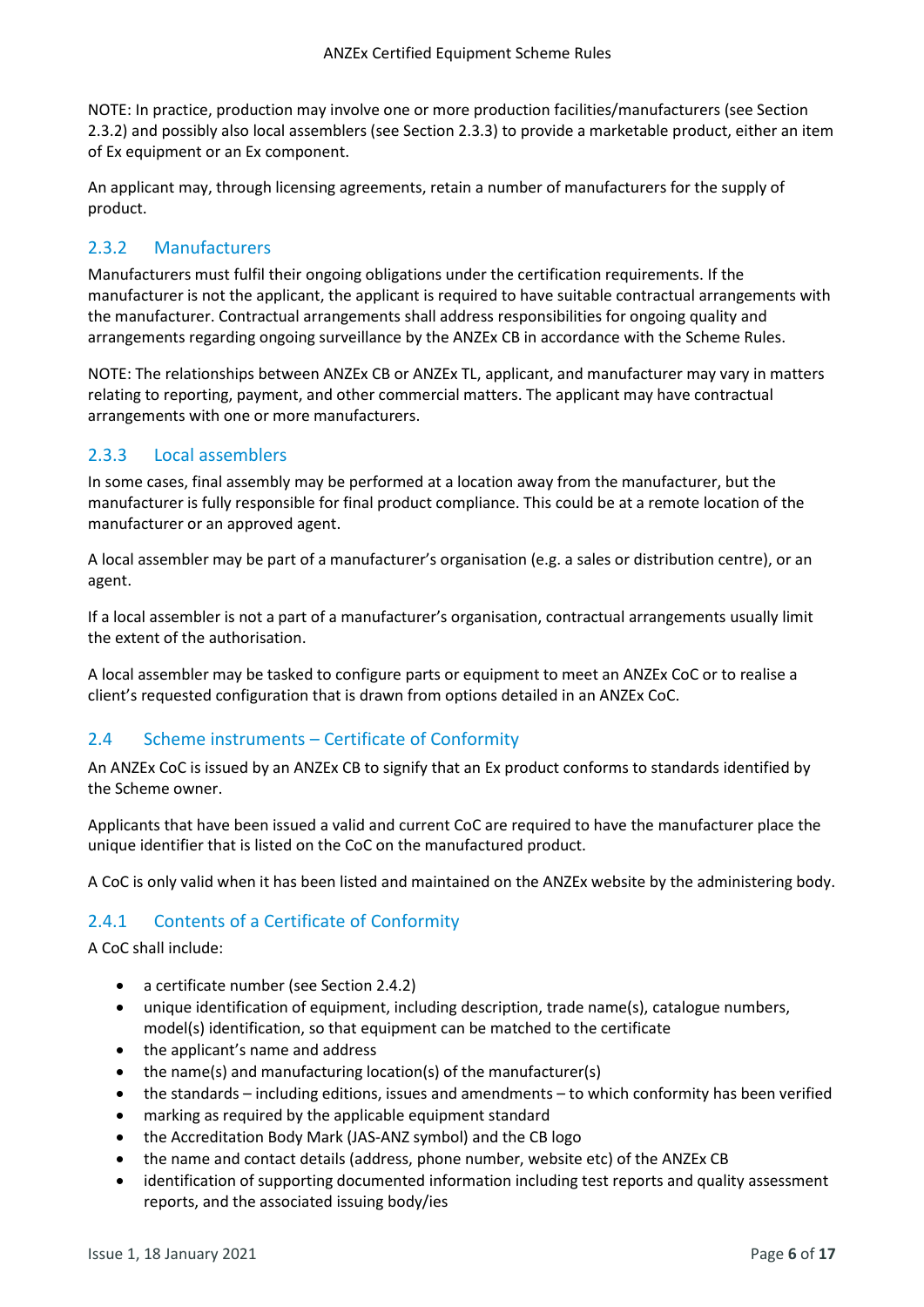NOTE: In practice, production may involve one or more production facilities/manufacturers (see Section 2.3.2) and possibly also local assemblers (see Section 2.3.3) to provide a marketable product, either an item of Ex equipment or an Ex component.

An applicant may, through licensing agreements, retain a number of manufacturers for the supply of product.

### 2.3.2 Manufacturers

Manufacturers must fulfil their ongoing obligations under the certification requirements. If the manufacturer is not the applicant, the applicant is required to have suitable contractual arrangements with the manufacturer. Contractual arrangements shall address responsibilities for ongoing quality and arrangements regarding ongoing surveillance by the ANZEx CB in accordance with the Scheme Rules.

NOTE: The relationships between ANZEx CB or ANZEx TL, applicant, and manufacturer may vary in matters relating to reporting, payment, and other commercial matters. The applicant may have contractual arrangements with one or more manufacturers.

### 2.3.3 Local assemblers

In some cases, final assembly may be performed at a location away from the manufacturer, but the manufacturer is fully responsible for final product compliance. This could be at a remote location of the manufacturer or an approved agent.

A local assembler may be part of a manufacturer's organisation (e.g. a sales or distribution centre), or an agent.

If a local assembler is not a part of a manufacturer's organisation, contractual arrangements usually limit the extent of the authorisation.

A local assembler may be tasked to configure parts or equipment to meet an ANZEx CoC or to realise a client's requested configuration that is drawn from options detailed in an ANZEx CoC.

## 2.4 Scheme instruments – Certificate of Conformity

An ANZEx CoC is issued by an ANZEx CB to signify that an Ex product conforms to standards identified by the Scheme owner.

Applicants that have been issued a valid and current CoC are required to have the manufacturer place the unique identifier that is listed on the CoC on the manufactured product.

A CoC is only valid when it has been listed and maintained on the ANZEx website by the administering body.

### 2.4.1 Contents of a Certificate of Conformity

A CoC shall include:

- a certificate number (see Section 2.4.2)
- unique identification of equipment, including description, trade name(s), catalogue numbers, model(s) identification, so that equipment can be matched to the certificate
- the applicant's name and address
- the name(s) and manufacturing location(s) of the manufacturer(s)
- the standards – including editions, issues and amendments – to which conformity has been verified
- marking as required by the applicable equipment standard
- the Accreditation Body Mark (JAS-ANZ symbol) and the CB logo
- the name and contact details (address, phone number, website etc) of the ANZEx CB
- identification of supporting documented information including test reports and quality assessment reports, and the associated issuing body/ies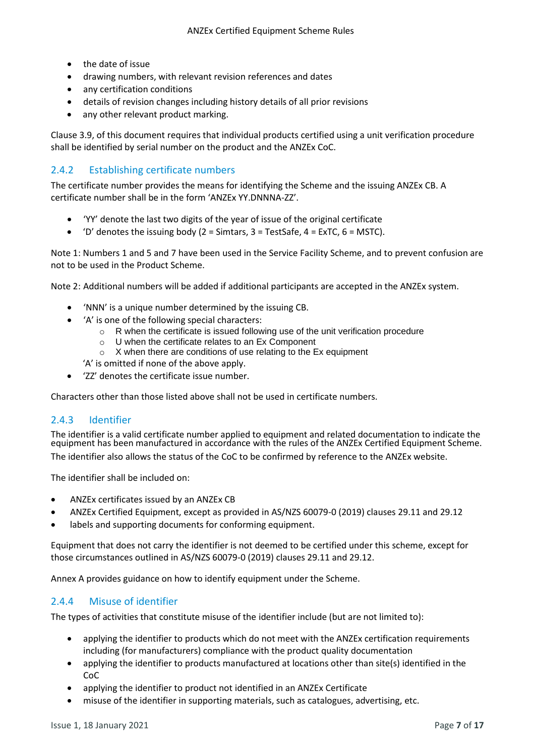- the date of issue
- drawing numbers, with relevant revision references and dates
- any certification conditions
- details of revision changes including history details of all prior revisions
- any other relevant product marking.

Clause 3.9, of this document requires that individual products certified using a unit verification procedure shall be identified by serial number on the product and the ANZEx CoC.

### 2.4.2 Establishing certificate numbers

The certificate number provides the means for identifying the Scheme and the issuing ANZEx CB. A certificate number shall be in the form 'ANZEx YY.DNNNA-ZZ'.

- 'YY' denote the last two digits of the year of issue of the original certificate
- 'D' denotes the issuing body (2 = Simtars, 3 = TestSafe, 4 = ExTC, 6 = MSTC).

Note 1: Numbers 1 and 5 and 7 have been used in the Service Facility Scheme, and to prevent confusion are not to be used in the Product Scheme.

Note 2: Additional numbers will be added if additional participants are accepted in the ANZEx system.

- 'NNN' is a unique number determined by the issuing CB.
- 'A' is one of the following special characters:
  - R when the certificate is issued following use of the unit verification procedure
  - U when the certificate relates to an Ex Component
  - X when there are conditions of use relating to the Ex equipment

  'A' is omitted if none of the above apply.
- 'ZZ' denotes the certificate issue number.

Characters other than those listed above shall not be used in certificate numbers.

### 2.4.3 Identifier

The identifier is a valid certificate number applied to equipment and related documentation to indicate the equipment has been manufactured in accordance with the rules of the ANZEx Certified Equipment Scheme. The identifier also allows the status of the CoC to be confirmed by reference to the ANZEx website.

The identifier shall be included on:

- ANZEx certificates issued by an ANZEx CB
- ANZEx Certified Equipment, except as provided in AS/NZS 60079-0 (2019) clauses 29.11 and 29.12
- labels and supporting documents for conforming equipment.

Equipment that does not carry the identifier is not deemed to be certified under this scheme, except for those circumstances outlined in AS/NZS 60079-0 (2019) clauses 29.11 and 29.12.

Annex A provides guidance on how to identify equipment under the Scheme.

### 2.4.4 Misuse of identifier

The types of activities that constitute misuse of the identifier include (but are not limited to):

- applying the identifier to products which do not meet with the ANZEx certification requirements including (for manufacturers) compliance with the product quality documentation
- applying the identifier to products manufactured at locations other than site(s) identified in the CoC
- applying the identifier to product not identified in an ANZEx Certificate
- misuse of the identifier in supporting materials, such as catalogues, advertising, etc.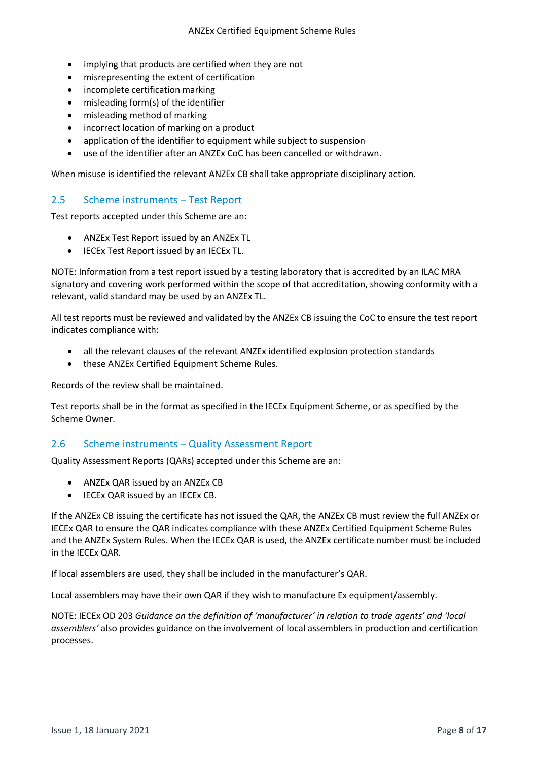- implying that products are certified when they are not
- misrepresenting the extent of certification
- incomplete certification marking
- misleading form(s) of the identifier
- misleading method of marking
- incorrect location of marking on a product
- application of the identifier to equipment while subject to suspension
- use of the identifier after an ANZEx CoC has been cancelled or withdrawn.

When misuse is identified the relevant ANZEx CB shall take appropriate disciplinary action.

## 2.5 Scheme instruments – Test Report

Test reports accepted under this Scheme are an:

- ANZEx Test Report issued by an ANZEx TL
- IECEx Test Report issued by an IECEx TL.

NOTE: Information from a test report issued by a testing laboratory that is accredited by an ILAC MRA signatory and covering work performed within the scope of that accreditation, showing conformity with a relevant, valid standard may be used by an ANZEx TL.

All test reports must be reviewed and validated by the ANZEx CB issuing the CoC to ensure the test report indicates compliance with:

- all the relevant clauses of the relevant ANZEx identified explosion protection standards
- these ANZEx Certified Equipment Scheme Rules.

Records of the review shall be maintained.

Test reports shall be in the format as specified in the IECEx Equipment Scheme, or as specified by the Scheme Owner.

## 2.6 Scheme instruments – Quality Assessment Report

Quality Assessment Reports (QARs) accepted under this Scheme are an:

- ANZEx QAR issued by an ANZEx CB
- IECEx QAR issued by an IECEx CB.

If the ANZEx CB issuing the certificate has not issued the QAR, the ANZEx CB must review the full ANZEx or IECEx QAR to ensure the QAR indicates compliance with these ANZEx Certified Equipment Scheme Rules and the ANZEx System Rules. When the IECEx QAR is used, the ANZEx certificate number must be included in the IECEx QAR.

If local assemblers are used, they shall be included in the manufacturer's QAR.

Local assemblers may have their own QAR if they wish to manufacture Ex equipment/assembly.

NOTE: IECEx OD 203 *Guidance on the definition of 'manufacturer' in relation to trade agents' and 'local assemblers'* also provides guidance on the involvement of local assemblers in production and certification processes.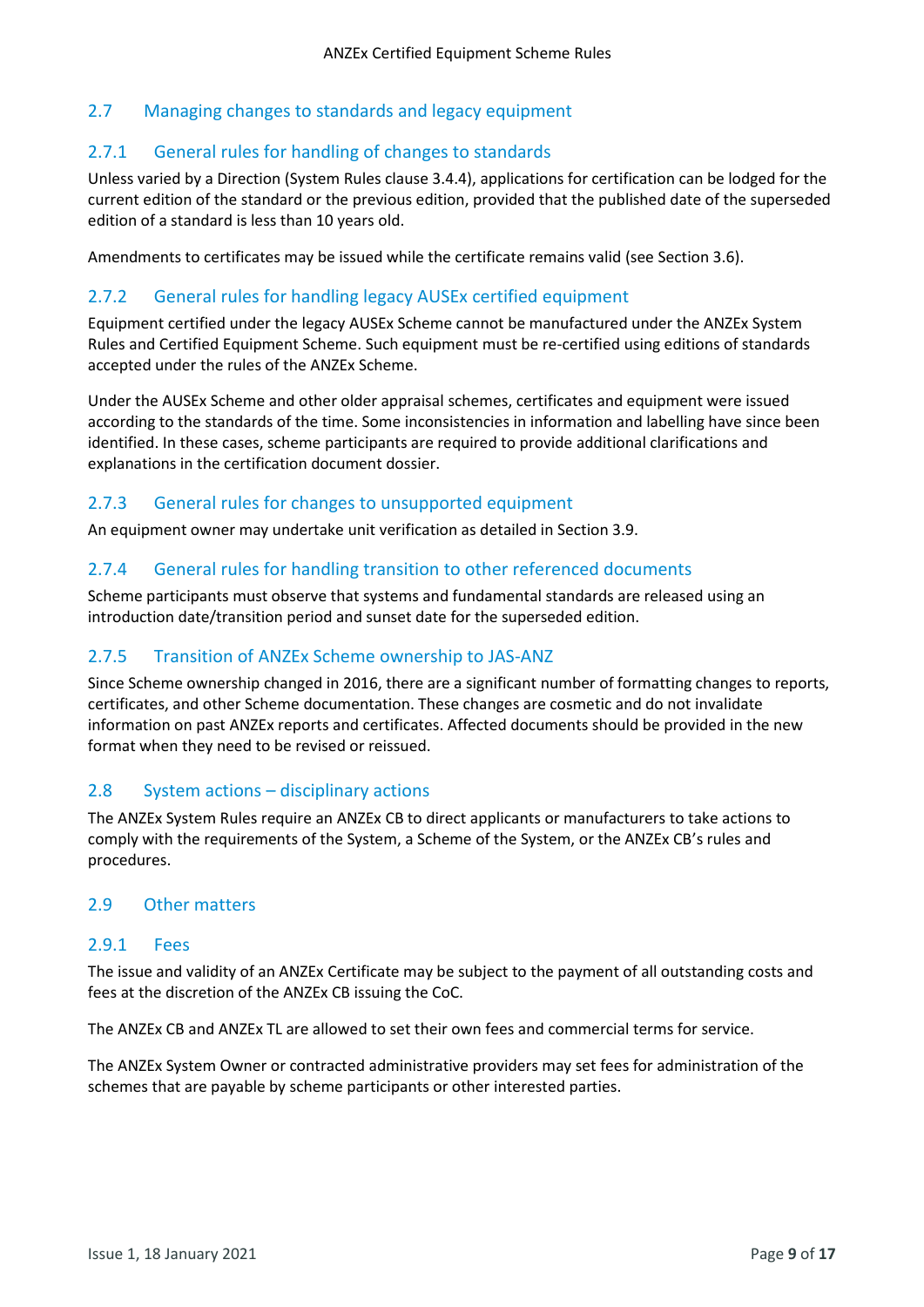## 2.7 Managing changes to standards and legacy equipment

### 2.7.1 General rules for handling of changes to standards

Unless varied by a Direction (System Rules clause 3.4.4), applications for certification can be lodged for the current edition of the standard or the previous edition, provided that the published date of the superseded edition of a standard is less than 10 years old.

Amendments to certificates may be issued while the certificate remains valid (see Section 3.6).

### 2.7.2 General rules for handling legacy AUSEx certified equipment

Equipment certified under the legacy AUSEx Scheme cannot be manufactured under the ANZEx System Rules and Certified Equipment Scheme. Such equipment must be re-certified using editions of standards accepted under the rules of the ANZEx Scheme.

Under the AUSEx Scheme and other older appraisal schemes, certificates and equipment were issued according to the standards of the time. Some inconsistencies in information and labelling have since been identified. In these cases, scheme participants are required to provide additional clarifications and explanations in the certification document dossier.

### 2.7.3 General rules for changes to unsupported equipment

An equipment owner may undertake unit verification as detailed in Section 3.9.

### 2.7.4 General rules for handling transition to other referenced documents

Scheme participants must observe that systems and fundamental standards are released using an introduction date/transition period and sunset date for the superseded edition.

### 2.7.5 Transition of ANZEx Scheme ownership to JAS-ANZ

Since Scheme ownership changed in 2016, there are a significant number of formatting changes to reports, certificates, and other Scheme documentation. These changes are cosmetic and do not invalidate information on past ANZEx reports and certificates. Affected documents should be provided in the new format when they need to be revised or reissued.

## 2.8 System actions – disciplinary actions

The ANZEx System Rules require an ANZEx CB to direct applicants or manufacturers to take actions to comply with the requirements of the System, a Scheme of the System, or the ANZEx CB's rules and procedures.

## 2.9 Other matters

### 2.9.1 Fees

The issue and validity of an ANZEx Certificate may be subject to the payment of all outstanding costs and fees at the discretion of the ANZEx CB issuing the CoC.

The ANZEx CB and ANZEx TL are allowed to set their own fees and commercial terms for service.

The ANZEx System Owner or contracted administrative providers may set fees for administration of the schemes that are payable by scheme participants or other interested parties.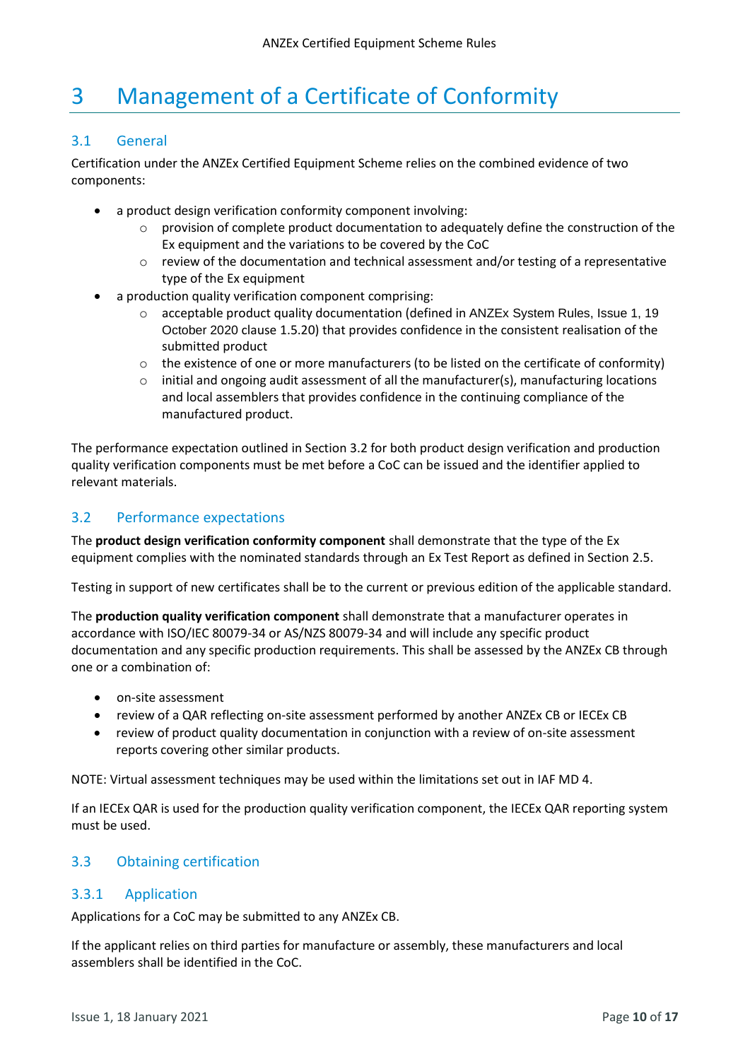# 3 Management of a Certificate of Conformity

## 3.1 General

Certification under the ANZEx Certified Equipment Scheme relies on the combined evidence of two components:

- a product design verification conformity component involving:
  - provision of complete product documentation to adequately define the construction of the Ex equipment and the variations to be covered by the CoC
  - review of the documentation and technical assessment and/or testing of a representative type of the Ex equipment
- a production quality verification component comprising:
  - acceptable product quality documentation (defined in ANZEx System Rules, Issue 1, 19 October 2020 clause 1.5.20) that provides confidence in the consistent realisation of the submitted product
  - the existence of one or more manufacturers (to be listed on the certificate of conformity)
  - initial and ongoing audit assessment of all the manufacturer(s), manufacturing locations and local assemblers that provides confidence in the continuing compliance of the manufactured product.

The performance expectation outlined in Section 3.2 for both product design verification and production quality verification components must be met before a CoC can be issued and the identifier applied to relevant materials.

## 3.2 Performance expectations

The **product design verification conformity component** shall demonstrate that the type of the Ex equipment complies with the nominated standards through an Ex Test Report as defined in Section 2.5.

Testing in support of new certificates shall be to the current or previous edition of the applicable standard.

The **production quality verification component** shall demonstrate that a manufacturer operates in accordance with ISO/IEC 80079-34 or AS/NZS 80079-34 and will include any specific product documentation and any specific production requirements. This shall be assessed by the ANZEx CB through one or a combination of:

- on-site assessment
- review of a QAR reflecting on-site assessment performed by another ANZEx CB or IECEx CB
- review of product quality documentation in conjunction with a review of on-site assessment reports covering other similar products.

NOTE: Virtual assessment techniques may be used within the limitations set out in IAF MD 4.

If an IECEx QAR is used for the production quality verification component, the IECEx QAR reporting system must be used.

## 3.3 Obtaining certification

### 3.3.1 Application

Applications for a CoC may be submitted to any ANZEx CB.

If the applicant relies on third parties for manufacture or assembly, these manufacturers and local assemblers shall be identified in the CoC.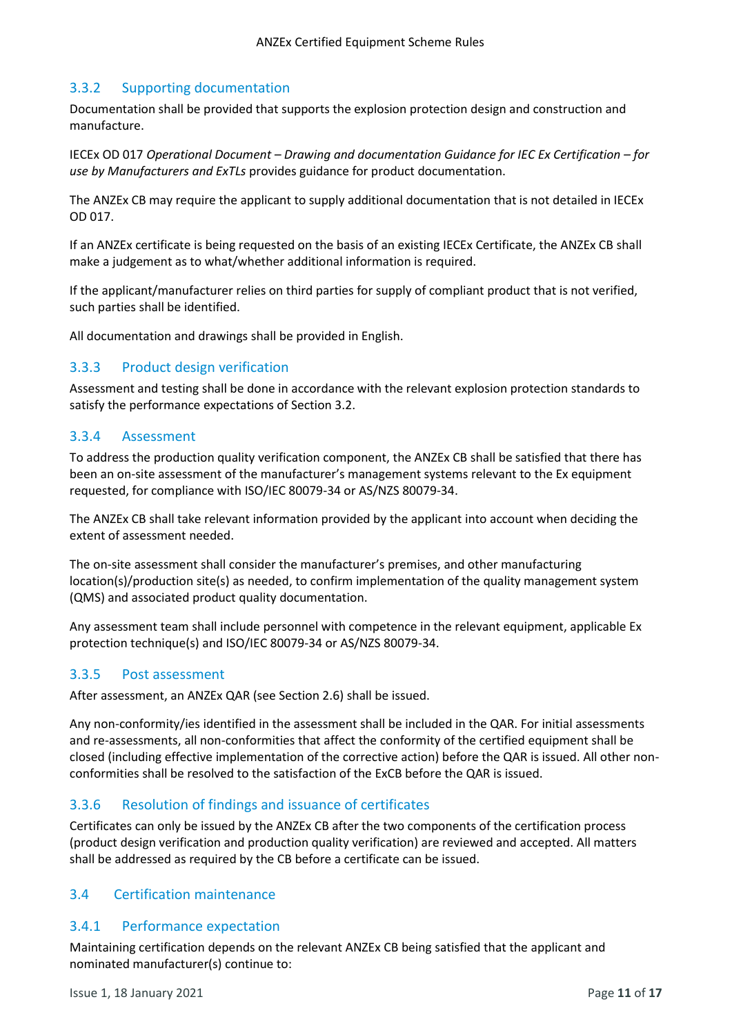### 3.3.2 Supporting documentation

Documentation shall be provided that supports the explosion protection design and construction and manufacture.

IECEx OD 017 *Operational Document – Drawing and documentation Guidance for IEC Ex Certification – for use by Manufacturers and ExTLs* provides guidance for product documentation.

The ANZEx CB may require the applicant to supply additional documentation that is not detailed in IECEx OD 017.

If an ANZEx certificate is being requested on the basis of an existing IECEx Certificate, the ANZEx CB shall make a judgement as to what/whether additional information is required.

If the applicant/manufacturer relies on third parties for supply of compliant product that is not verified, such parties shall be identified.

All documentation and drawings shall be provided in English.

### 3.3.3 Product design verification

Assessment and testing shall be done in accordance with the relevant explosion protection standards to satisfy the performance expectations of Section 3.2.

### 3.3.4 Assessment

To address the production quality verification component, the ANZEx CB shall be satisfied that there has been an on-site assessment of the manufacturer's management systems relevant to the Ex equipment requested, for compliance with ISO/IEC 80079-34 or AS/NZS 80079-34.

The ANZEx CB shall take relevant information provided by the applicant into account when deciding the extent of assessment needed.

The on-site assessment shall consider the manufacturer's premises, and other manufacturing location(s)/production site(s) as needed, to confirm implementation of the quality management system (QMS) and associated product quality documentation.

Any assessment team shall include personnel with competence in the relevant equipment, applicable Ex protection technique(s) and ISO/IEC 80079-34 or AS/NZS 80079-34.

### 3.3.5 Post assessment

After assessment, an ANZEx QAR (see Section 2.6) shall be issued.

Any non-conformity/ies identified in the assessment shall be included in the QAR. For initial assessments and re-assessments, all non-conformities that affect the conformity of the certified equipment shall be closed (including effective implementation of the corrective action) before the QAR is issued. All other non-conformities shall be resolved to the satisfaction of the ExCB before the QAR is issued.

### 3.3.6 Resolution of findings and issuance of certificates

Certificates can only be issued by the ANZEx CB after the two components of the certification process (product design verification and production quality verification) are reviewed and accepted. All matters shall be addressed as required by the CB before a certificate can be issued.

## 3.4 Certification maintenance

### 3.4.1 Performance expectation

Maintaining certification depends on the relevant ANZEx CB being satisfied that the applicant and nominated manufacturer(s) continue to: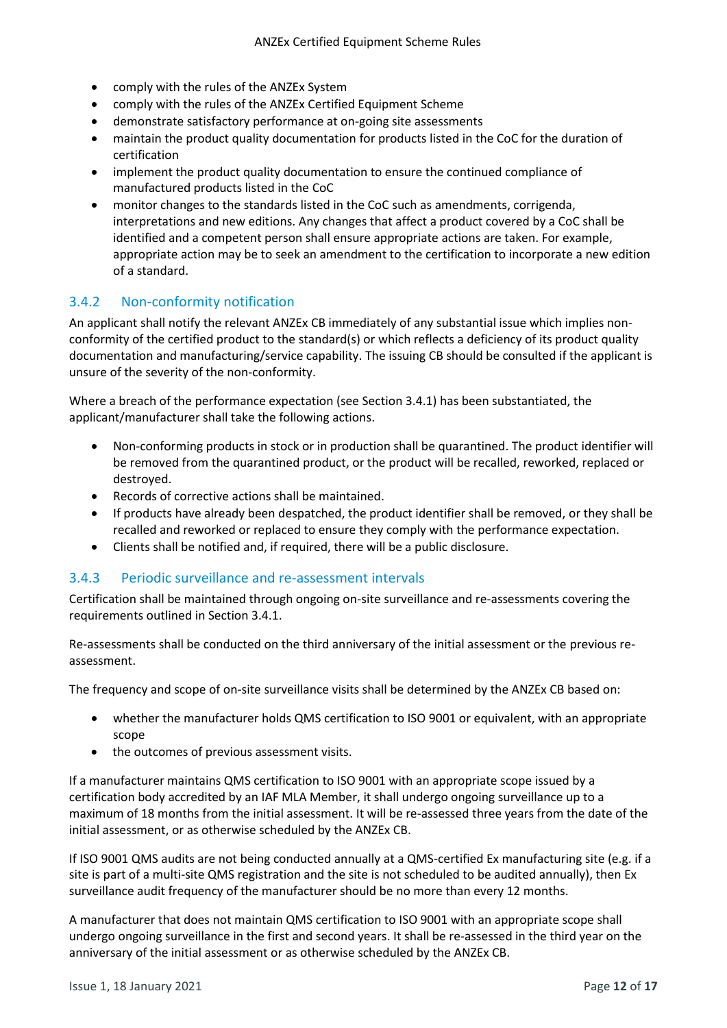- comply with the rules of the ANZEx System
- comply with the rules of the ANZEx Certified Equipment Scheme
- demonstrate satisfactory performance at on-going site assessments
- maintain the product quality documentation for products listed in the CoC for the duration of certification
- implement the product quality documentation to ensure the continued compliance of manufactured products listed in the CoC
- monitor changes to the standards listed in the CoC such as amendments, corrigenda, interpretations and new editions. Any changes that affect a product covered by a CoC shall be identified and a competent person shall ensure appropriate actions are taken. For example, appropriate action may be to seek an amendment to the certification to incorporate a new edition of a standard.

### 3.4.2 Non-conformity notification

An applicant shall notify the relevant ANZEx CB immediately of any substantial issue which implies non-conformity of the certified product to the standard(s) or which reflects a deficiency of its product quality documentation and manufacturing/service capability. The issuing CB should be consulted if the applicant is unsure of the severity of the non-conformity.

Where a breach of the performance expectation (see Section 3.4.1) has been substantiated, the applicant/manufacturer shall take the following actions.

- Non-conforming products in stock or in production shall be quarantined. The product identifier will be removed from the quarantined product, or the product will be recalled, reworked, replaced or destroyed.
- Records of corrective actions shall be maintained.
- If products have already been despatched, the product identifier shall be removed, or they shall be recalled and reworked or replaced to ensure they comply with the performance expectation.
- Clients shall be notified and, if required, there will be a public disclosure.

### 3.4.3 Periodic surveillance and re-assessment intervals

Certification shall be maintained through ongoing on-site surveillance and re-assessments covering the requirements outlined in Section 3.4.1.

Re-assessments shall be conducted on the third anniversary of the initial assessment or the previous re-assessment.

The frequency and scope of on-site surveillance visits shall be determined by the ANZEx CB based on:

- whether the manufacturer holds QMS certification to ISO 9001 or equivalent, with an appropriate scope
- the outcomes of previous assessment visits.

If a manufacturer maintains QMS certification to ISO 9001 with an appropriate scope issued by a certification body accredited by an IAF MLA Member, it shall undergo ongoing surveillance up to a maximum of 18 months from the initial assessment. It will be re-assessed three years from the date of the initial assessment, or as otherwise scheduled by the ANZEx CB.

If ISO 9001 QMS audits are not being conducted annually at a QMS-certified Ex manufacturing site (e.g. if a site is part of a multi-site QMS registration and the site is not scheduled to be audited annually), then Ex surveillance audit frequency of the manufacturer should be no more than every 12 months.

A manufacturer that does not maintain QMS certification to ISO 9001 with an appropriate scope shall undergo ongoing surveillance in the first and second years. It shall be re-assessed in the third year on the anniversary of the initial assessment or as otherwise scheduled by the ANZEx CB.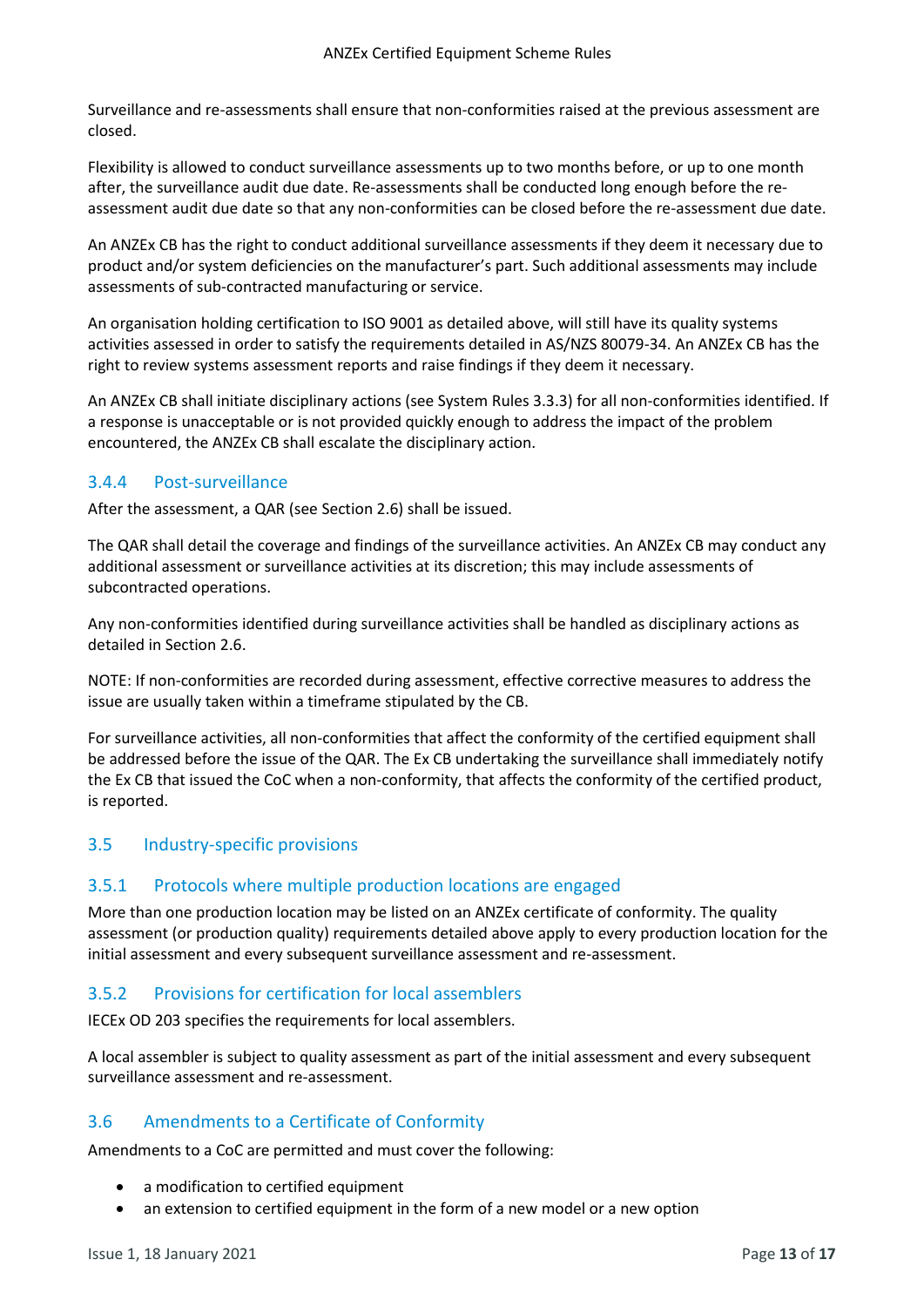Surveillance and re-assessments shall ensure that non-conformities raised at the previous assessment are closed.

Flexibility is allowed to conduct surveillance assessments up to two months before, or up to one month after, the surveillance audit due date. Re-assessments shall be conducted long enough before the re-assessment audit due date so that any non-conformities can be closed before the re-assessment due date.

An ANZEx CB has the right to conduct additional surveillance assessments if they deem it necessary due to product and/or system deficiencies on the manufacturer's part. Such additional assessments may include assessments of sub-contracted manufacturing or service.

An organisation holding certification to ISO 9001 as detailed above, will still have its quality systems activities assessed in order to satisfy the requirements detailed in AS/NZS 80079-34. An ANZEx CB has the right to review systems assessment reports and raise findings if they deem it necessary.

An ANZEx CB shall initiate disciplinary actions (see System Rules 3.3.3) for all non-conformities identified. If a response is unacceptable or is not provided quickly enough to address the impact of the problem encountered, the ANZEx CB shall escalate the disciplinary action.

### 3.4.4 Post-surveillance

After the assessment, a QAR (see Section 2.6) shall be issued.

The QAR shall detail the coverage and findings of the surveillance activities. An ANZEx CB may conduct any additional assessment or surveillance activities at its discretion; this may include assessments of subcontracted operations.

Any non-conformities identified during surveillance activities shall be handled as disciplinary actions as detailed in Section 2.6.

NOTE: If non-conformities are recorded during assessment, effective corrective measures to address the issue are usually taken within a timeframe stipulated by the CB.

For surveillance activities, all non-conformities that affect the conformity of the certified equipment shall be addressed before the issue of the QAR. The Ex CB undertaking the surveillance shall immediately notify the Ex CB that issued the CoC when a non-conformity, that affects the conformity of the certified product, is reported.

## 3.5 Industry-specific provisions

### 3.5.1 Protocols where multiple production locations are engaged

More than one production location may be listed on an ANZEx certificate of conformity. The quality assessment (or production quality) requirements detailed above apply to every production location for the initial assessment and every subsequent surveillance assessment and re-assessment.

### 3.5.2 Provisions for certification for local assemblers

IECEx OD 203 specifies the requirements for local assemblers.

A local assembler is subject to quality assessment as part of the initial assessment and every subsequent surveillance assessment and re-assessment.

## 3.6 Amendments to a Certificate of Conformity

Amendments to a CoC are permitted and must cover the following:

- a modification to certified equipment
- an extension to certified equipment in the form of a new model or a new option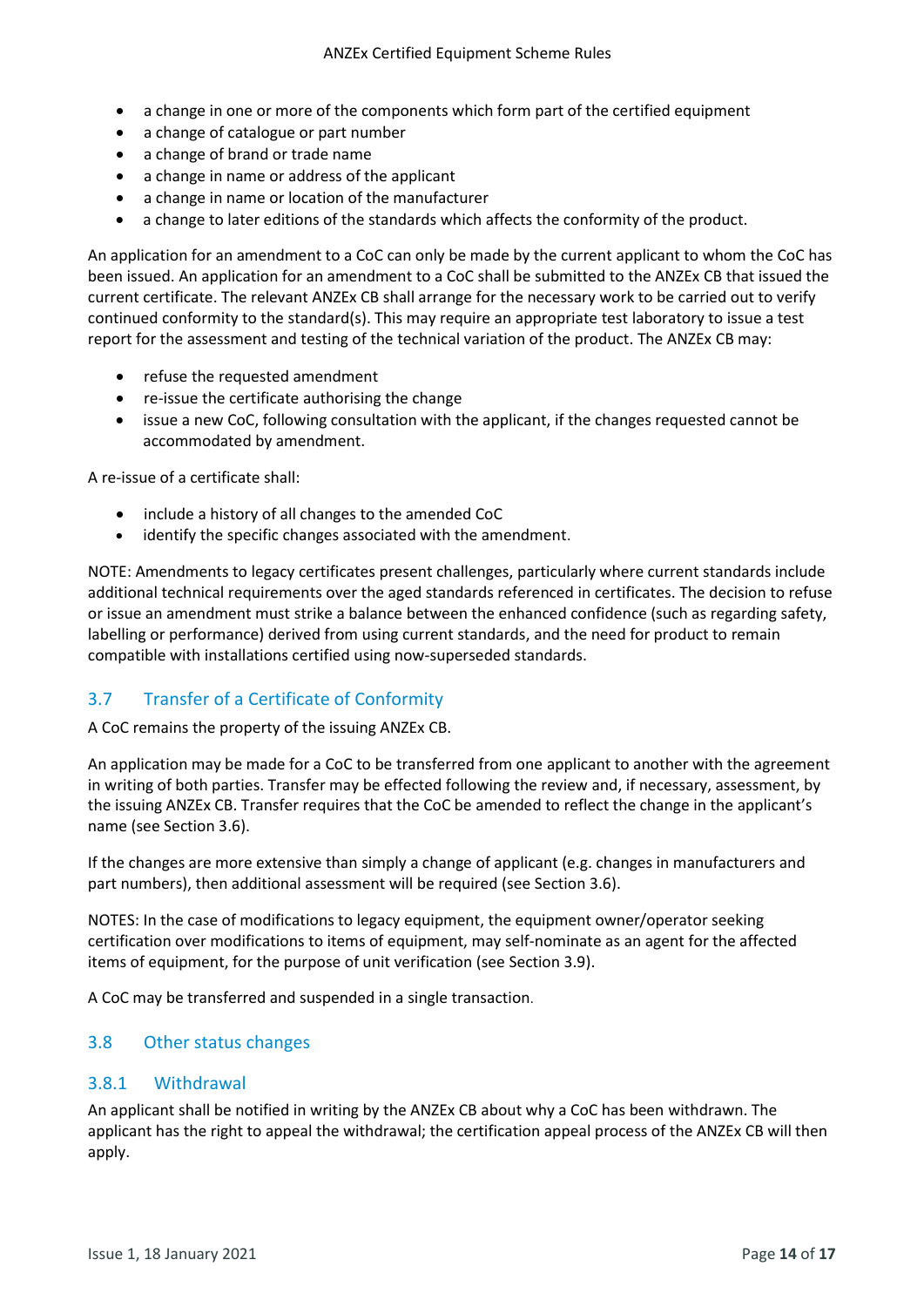- a change in one or more of the components which form part of the certified equipment
- a change of catalogue or part number
- a change of brand or trade name
- a change in name or address of the applicant
- a change in name or location of the manufacturer
- a change to later editions of the standards which affects the conformity of the product.

An application for an amendment to a CoC can only be made by the current applicant to whom the CoC has been issued. An application for an amendment to a CoC shall be submitted to the ANZEx CB that issued the current certificate. The relevant ANZEx CB shall arrange for the necessary work to be carried out to verify continued conformity to the standard(s). This may require an appropriate test laboratory to issue a test report for the assessment and testing of the technical variation of the product. The ANZEx CB may:

- refuse the requested amendment
- re-issue the certificate authorising the change
- issue a new CoC, following consultation with the applicant, if the changes requested cannot be accommodated by amendment.

A re-issue of a certificate shall:

- include a history of all changes to the amended CoC
- identify the specific changes associated with the amendment.

NOTE: Amendments to legacy certificates present challenges, particularly where current standards include additional technical requirements over the aged standards referenced in certificates. The decision to refuse or issue an amendment must strike a balance between the enhanced confidence (such as regarding safety, labelling or performance) derived from using current standards, and the need for product to remain compatible with installations certified using now-superseded standards.

## 3.7 Transfer of a Certificate of Conformity

A CoC remains the property of the issuing ANZEx CB.

An application may be made for a CoC to be transferred from one applicant to another with the agreement in writing of both parties. Transfer may be effected following the review and, if necessary, assessment, by the issuing ANZEx CB. Transfer requires that the CoC be amended to reflect the change in the applicant's name (see Section 3.6).

If the changes are more extensive than simply a change of applicant (e.g. changes in manufacturers and part numbers), then additional assessment will be required (see Section 3.6).

NOTES: In the case of modifications to legacy equipment, the equipment owner/operator seeking certification over modifications to items of equipment, may self-nominate as an agent for the affected items of equipment, for the purpose of unit verification (see Section 3.9).

A CoC may be transferred and suspended in a single transaction.

## 3.8 Other status changes

### 3.8.1 Withdrawal

An applicant shall be notified in writing by the ANZEx CB about why a CoC has been withdrawn. The applicant has the right to appeal the withdrawal; the certification appeal process of the ANZEx CB will then apply.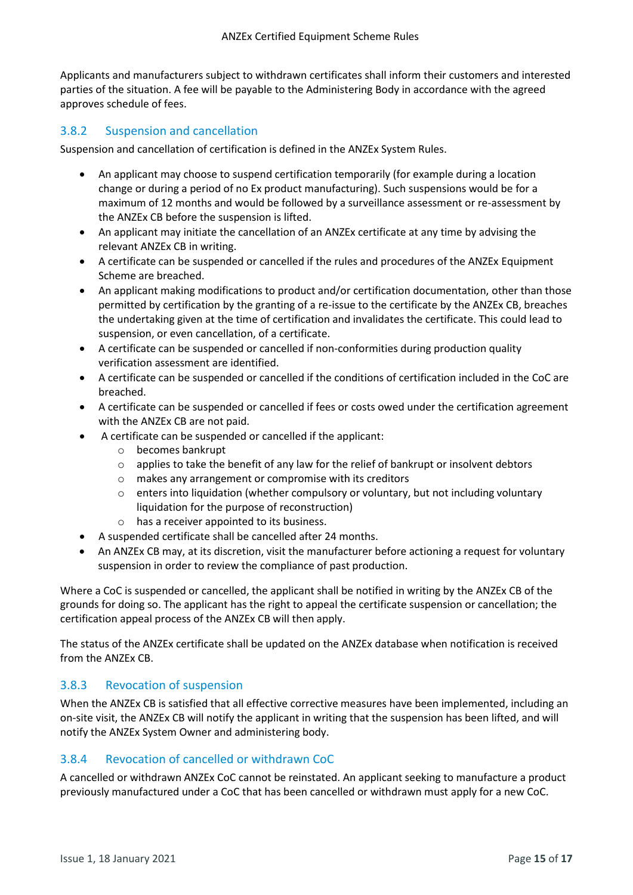Applicants and manufacturers subject to withdrawn certificates shall inform their customers and interested parties of the situation. A fee will be payable to the Administering Body in accordance with the agreed approves schedule of fees.

### 3.8.2 Suspension and cancellation

Suspension and cancellation of certification is defined in the ANZEx System Rules.

- An applicant may choose to suspend certification temporarily (for example during a location change or during a period of no Ex product manufacturing). Such suspensions would be for a maximum of 12 months and would be followed by a surveillance assessment or re-assessment by the ANZEx CB before the suspension is lifted.
- An applicant may initiate the cancellation of an ANZEx certificate at any time by advising the relevant ANZEx CB in writing.
- A certificate can be suspended or cancelled if the rules and procedures of the ANZEx Equipment Scheme are breached.
- An applicant making modifications to product and/or certification documentation, other than those permitted by certification by the granting of a re-issue to the certificate by the ANZEx CB, breaches the undertaking given at the time of certification and invalidates the certificate. This could lead to suspension, or even cancellation, of a certificate.
- A certificate can be suspended or cancelled if non-conformities during production quality verification assessment are identified.
- A certificate can be suspended or cancelled if the conditions of certification included in the CoC are breached.
- A certificate can be suspended or cancelled if fees or costs owed under the certification agreement with the ANZEx CB are not paid.
- A certificate can be suspended or cancelled if the applicant:
  - becomes bankrupt
  - applies to take the benefit of any law for the relief of bankrupt or insolvent debtors
  - makes any arrangement or compromise with its creditors
  - enters into liquidation (whether compulsory or voluntary, but not including voluntary liquidation for the purpose of reconstruction)
  - has a receiver appointed to its business.
- A suspended certificate shall be cancelled after 24 months.
- An ANZEx CB may, at its discretion, visit the manufacturer before actioning a request for voluntary suspension in order to review the compliance of past production.

Where a CoC is suspended or cancelled, the applicant shall be notified in writing by the ANZEx CB of the grounds for doing so. The applicant has the right to appeal the certificate suspension or cancellation; the certification appeal process of the ANZEx CB will then apply.

The status of the ANZEx certificate shall be updated on the ANZEx database when notification is received from the ANZEx CB.

### 3.8.3 Revocation of suspension

When the ANZEx CB is satisfied that all effective corrective measures have been implemented, including an on-site visit, the ANZEx CB will notify the applicant in writing that the suspension has been lifted, and will notify the ANZEx System Owner and administering body.

### 3.8.4 Revocation of cancelled or withdrawn CoC

A cancelled or withdrawn ANZEx CoC cannot be reinstated. An applicant seeking to manufacture a product previously manufactured under a CoC that has been cancelled or withdrawn must apply for a new CoC.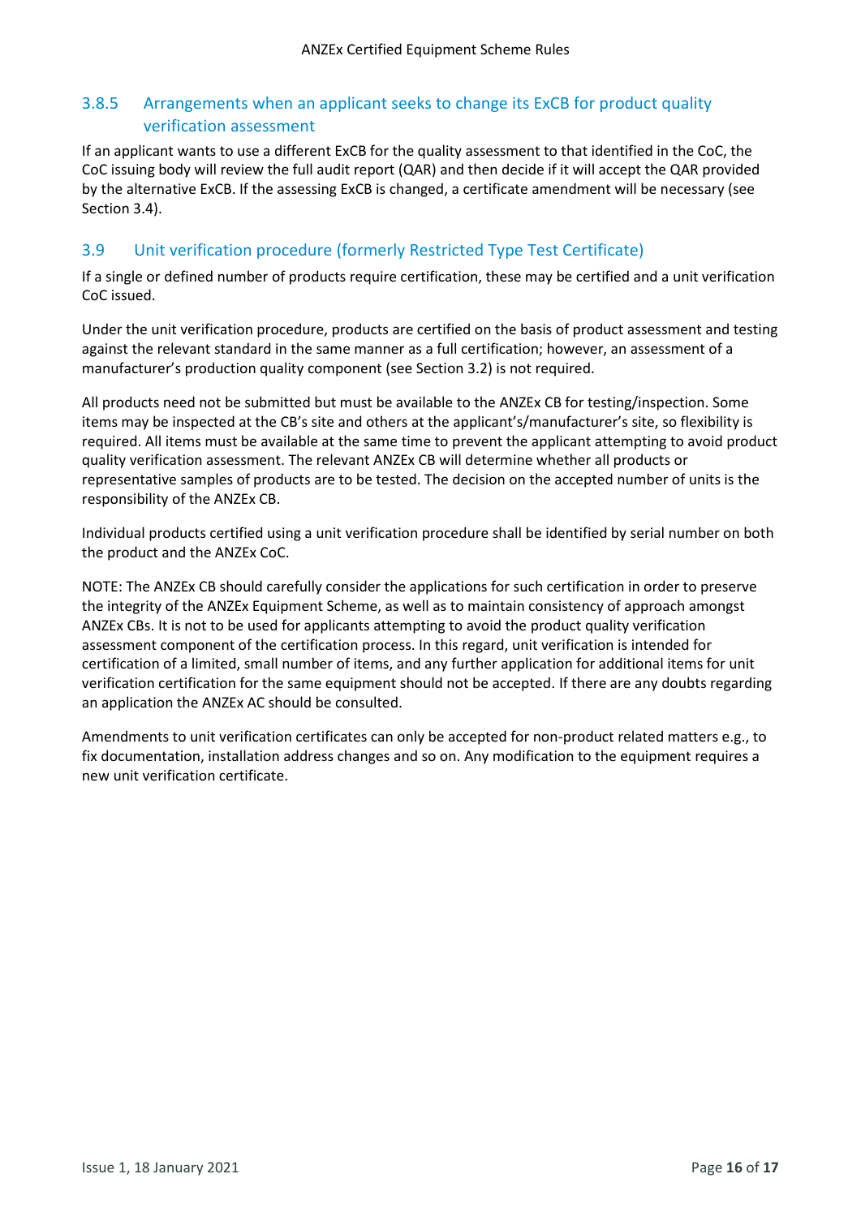### 3.8.5 Arrangements when an applicant seeks to change its ExCB for product quality verification assessment

If an applicant wants to use a different ExCB for the quality assessment to that identified in the CoC, the CoC issuing body will review the full audit report (QAR) and then decide if it will accept the QAR provided by the alternative ExCB. If the assessing ExCB is changed, a certificate amendment will be necessary (see Section 3.4).

## 3.9 Unit verification procedure (formerly Restricted Type Test Certificate)

If a single or defined number of products require certification, these may be certified and a unit verification CoC issued.

Under the unit verification procedure, products are certified on the basis of product assessment and testing against the relevant standard in the same manner as a full certification; however, an assessment of a manufacturer's production quality component (see Section 3.2) is not required.

All products need not be submitted but must be available to the ANZEx CB for testing/inspection. Some items may be inspected at the CB's site and others at the applicant's/manufacturer's site, so flexibility is required. All items must be available at the same time to prevent the applicant attempting to avoid product quality verification assessment. The relevant ANZEx CB will determine whether all products or representative samples of products are to be tested. The decision on the accepted number of units is the responsibility of the ANZEx CB.

Individual products certified using a unit verification procedure shall be identified by serial number on both the product and the ANZEx CoC.

NOTE: The ANZEx CB should carefully consider the applications for such certification in order to preserve the integrity of the ANZEx Equipment Scheme, as well as to maintain consistency of approach amongst ANZEx CBs. It is not to be used for applicants attempting to avoid the product quality verification assessment component of the certification process. In this regard, unit verification is intended for certification of a limited, small number of items, and any further application for additional items for unit verification certification for the same equipment should not be accepted. If there are any doubts regarding an application the ANZEx AC should be consulted.

Amendments to unit verification certificates can only be accepted for non-product related matters e.g., to fix documentation, installation address changes and so on. Any modification to the equipment requires a new unit verification certificate.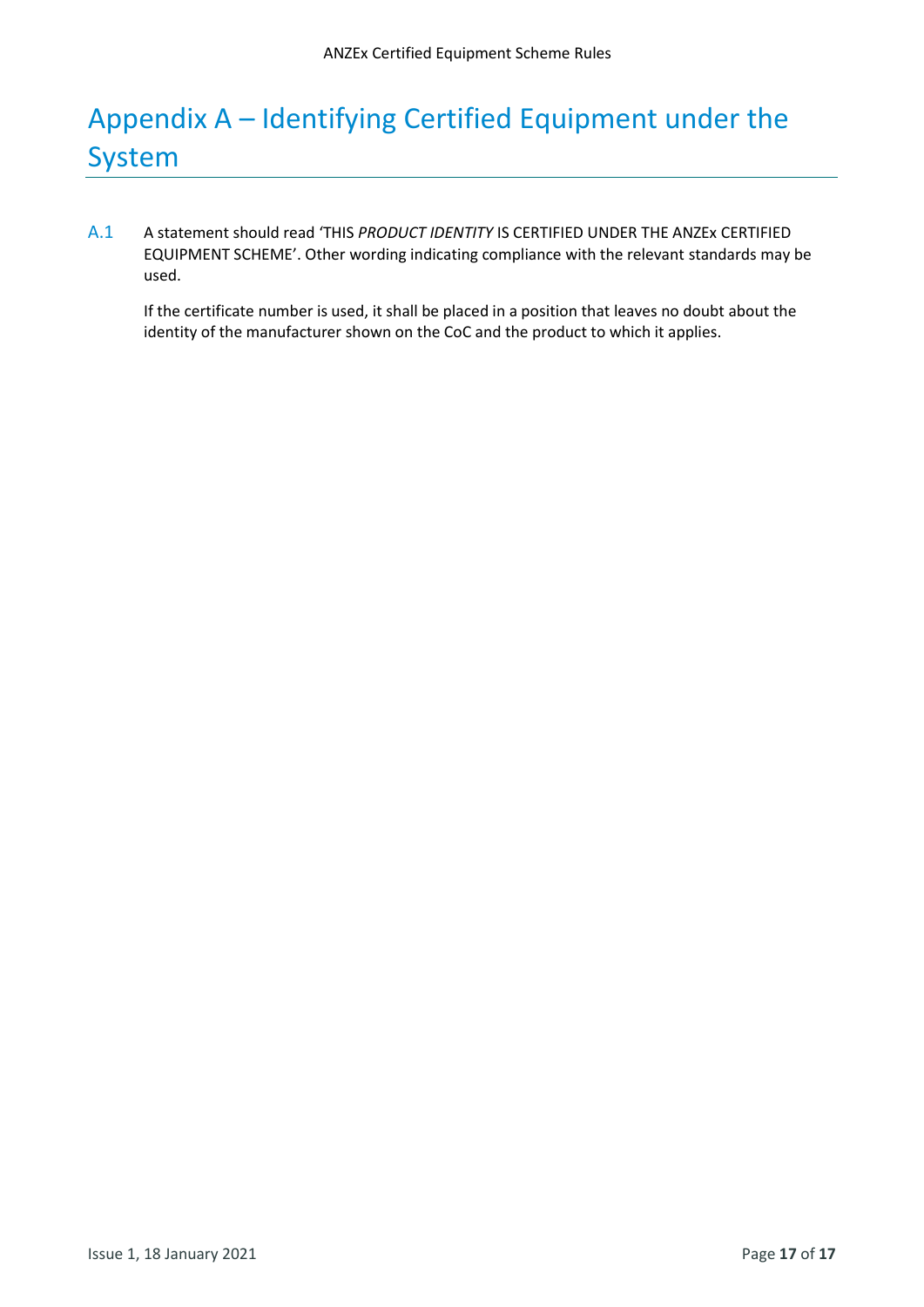# Appendix A – Identifying Certified Equipment under the System

A.1 A statement should read 'THIS *PRODUCT IDENTITY* IS CERTIFIED UNDER THE ANZEx CERTIFIED EQUIPMENT SCHEME'. Other wording indicating compliance with the relevant standards may be used.

If the certificate number is used, it shall be placed in a position that leaves no doubt about the identity of the manufacturer shown on the CoC and the product to which it applies.